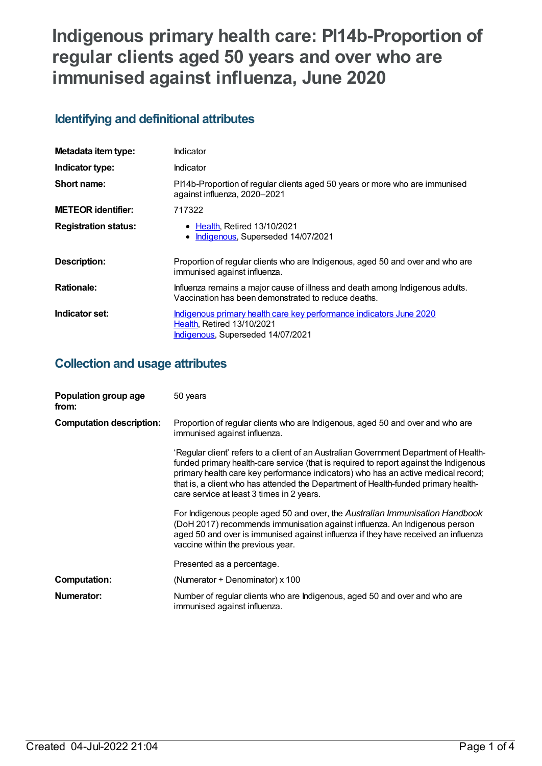# Indigenous primary health care: PI14b-Proportion of regular clients aged 50 years and over who are immunised against influenza, June 2020

## Identifying and definitional attributes

| | |
|---|---|
| **Metadata item type:** | Indicator |
| **Indicator type:** | Indicator |
| **Short name:** | PI14b-Proportion of regular clients aged 50 years or more who are immunised against influenza, 2020–2021 |
| **METEOR identifier:** | 717322 |
| **Registration status:** | • Health, Retired 13/10/2021<br>• Indigenous, Superseded 14/07/2021 |
| **Description:** | Proportion of regular clients who are Indigenous, aged 50 and over and who are immunised against influenza. |
| **Rationale:** | Influenza remains a major cause of illness and death among Indigenous adults. Vaccination has been demonstrated to reduce deaths. |
| **Indicator set:** | Indigenous primary health care key performance indicators June 2020<br>Health, Retired 13/10/2021<br>Indigenous, Superseded 14/07/2021 |

## Collection and usage attributes

| | |
|---|---|
| **Population group age from:** | 50 years |
| **Computation description:** | Proportion of regular clients who are Indigenous, aged 50 and over and who are immunised against influenza.<br><br>'Regular client' refers to a client of an Australian Government Department of Health-funded primary health-care service (that is required to report against the Indigenous primary health care key performance indicators) who has an active medical record; that is, a client who has attended the Department of Health-funded primary health-care service at least 3 times in 2 years.<br><br>For Indigenous people aged 50 and over, the *Australian Immunisation Handbook* (DoH 2017) recommends immunisation against influenza. An Indigenous person aged 50 and over is immunised against influenza if they have received an influenza vaccine within the previous year.<br><br>Presented as a percentage. |
| **Computation:** | (Numerator ÷ Denominator) x 100 |
| **Numerator:** | Number of regular clients who are Indigenous, aged 50 and over and who are immunised against influenza. |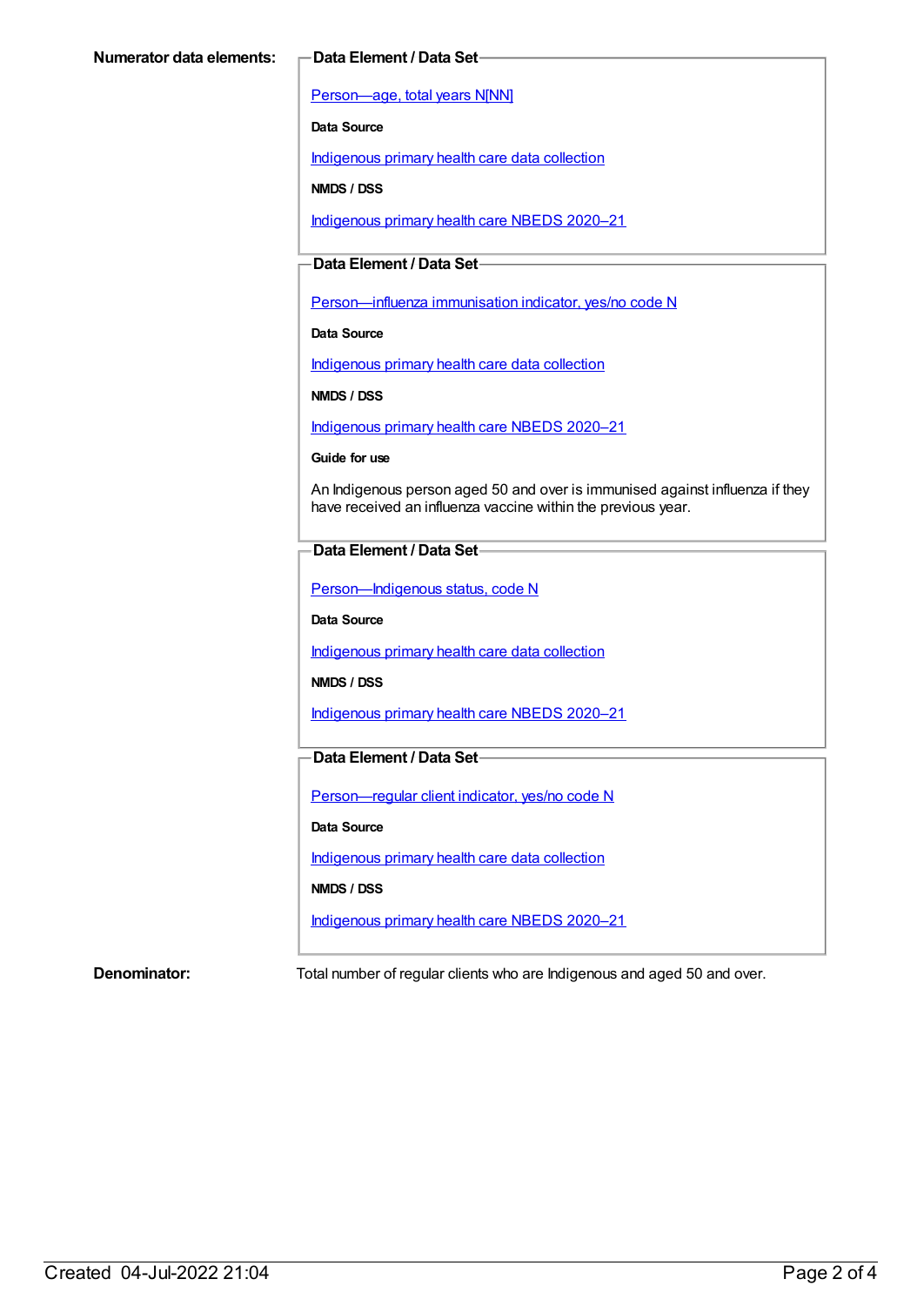**Numerator data elements:**

**Data Element / Data Set**

Person—age, total years N[NN]

**Data Source**

Indigenous primary health care data collection

**NMDS / DSS**

Indigenous primary health care NBEDS 2020–21

**Data Element / Data Set**

Person—influenza immunisation indicator, yes/no code N

**Data Source**

Indigenous primary health care data collection

**NMDS / DSS**

Indigenous primary health care NBEDS 2020–21

**Guide for use**

An Indigenous person aged 50 and over is immunised against influenza if they have received an influenza vaccine within the previous year.

**Data Element / Data Set**

Person—Indigenous status, code N

**Data Source**

Indigenous primary health care data collection

**NMDS / DSS**

Indigenous primary health care NBEDS 2020–21

**Data Element / Data Set**

Person—regular client indicator, yes/no code N

**Data Source**

Indigenous primary health care data collection

**NMDS / DSS**

Indigenous primary health care NBEDS 2020–21

**Denominator:** Total number of regular clients who are Indigenous and aged 50 and over.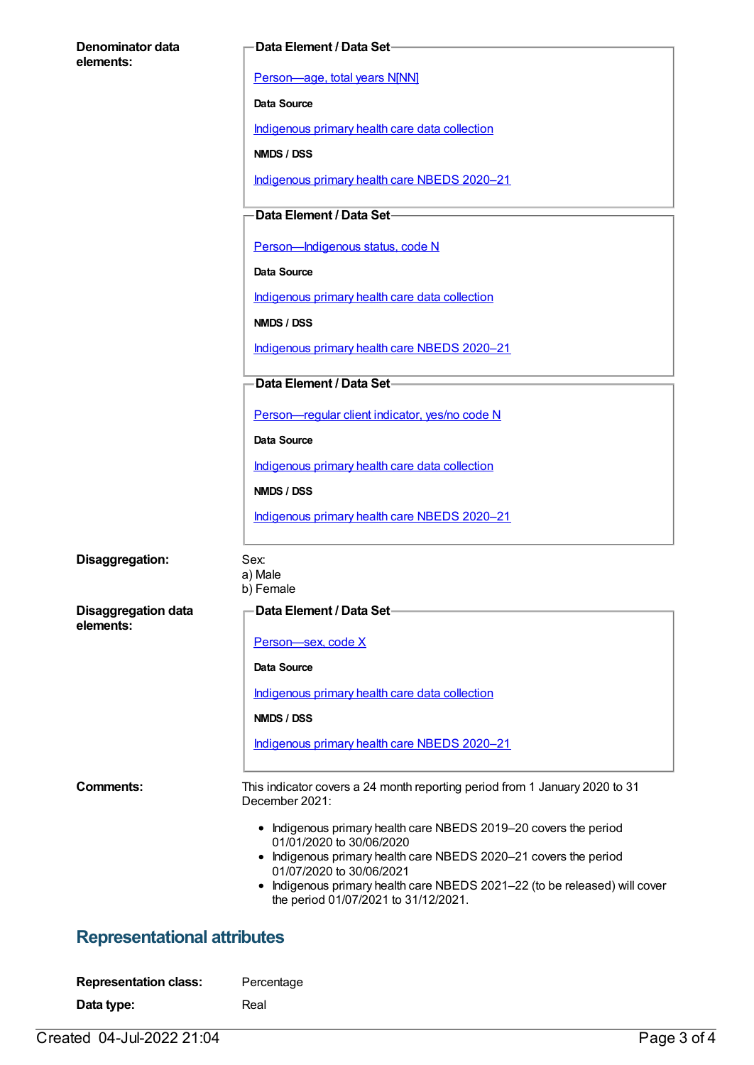**Denominator data elements:**

**Data Element / Data Set**

Person—age, total years N[NN]

**Data Source**

Indigenous primary health care data collection

**NMDS / DSS**

Indigenous primary health care NBEDS 2020–21

**Data Element / Data Set**

Person—Indigenous status, code N

**Data Source**

Indigenous primary health care data collection

**NMDS / DSS**

Indigenous primary health care NBEDS 2020–21

**Data Element / Data Set**

Person—regular client indicator, yes/no code N

**Data Source**

Indigenous primary health care data collection

**NMDS / DSS**

Indigenous primary health care NBEDS 2020–21

**Disaggregation:**

Sex:
a) Male
b) Female

**Disaggregation data elements:**

**Data Element / Data Set**

Person—sex, code X

**Data Source**

Indigenous primary health care data collection

**NMDS / DSS**

Indigenous primary health care NBEDS 2020–21

**Comments:**

This indicator covers a 24 month reporting period from 1 January 2020 to 31 December 2021:

- Indigenous primary health care NBEDS 2019–20 covers the period 01/01/2020 to 30/06/2020
- Indigenous primary health care NBEDS 2020–21 covers the period 01/07/2020 to 30/06/2021
- Indigenous primary health care NBEDS 2021–22 (to be released) will cover the period 01/07/2021 to 31/12/2021.

## Representational attributes

**Representation class:** Percentage

**Data type:** Real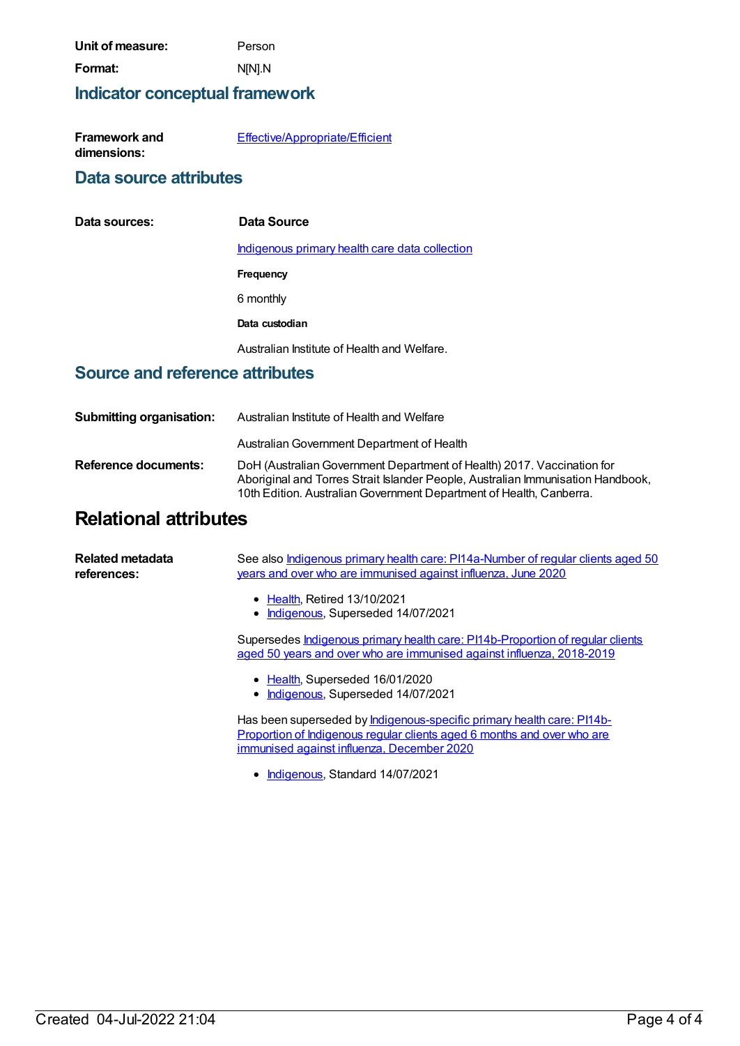**Unit of measure:** Person

**Format:** N[N].N

## Indicator conceptual framework

**Framework and dimensions:** Effective/Appropriate/Efficient

## Data source attributes

**Data sources:**

**Data Source**

Indigenous primary health care data collection

**Frequency**

6 monthly

**Data custodian**

Australian Institute of Health and Welfare.

## Source and reference attributes

**Submitting organisation:** Australian Institute of Health and Welfare

Australian Government Department of Health

**Reference documents:** DoH (Australian Government Department of Health) 2017. Vaccination for Aboriginal and Torres Strait Islander People, Australian Immunisation Handbook, 10th Edition. Australian Government Department of Health, Canberra.

# Relational attributes

**Related metadata references:**

See also Indigenous primary health care: PI14a-Number of regular clients aged 50 years and over who are immunised against influenza, June 2020

- Health, Retired 13/10/2021
- Indigenous, Superseded 14/07/2021

Supersedes Indigenous primary health care: PI14b-Proportion of regular clients aged 50 years and over who are immunised against influenza, 2018-2019

- Health, Superseded 16/01/2020
- Indigenous, Superseded 14/07/2021

Has been superseded by Indigenous-specific primary health care: PI14b-Proportion of Indigenous regular clients aged 6 months and over who are immunised against influenza, December 2020

- Indigenous, Standard 14/07/2021